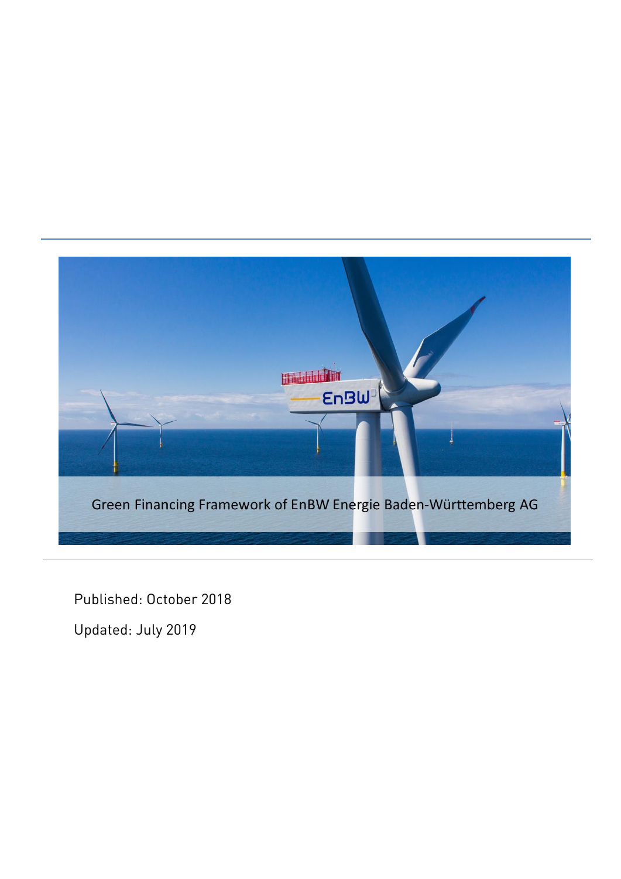# Green Financing Framework of EnBW Energie Baden-Württemberg AG

Published: October 2018

Updated: July 2019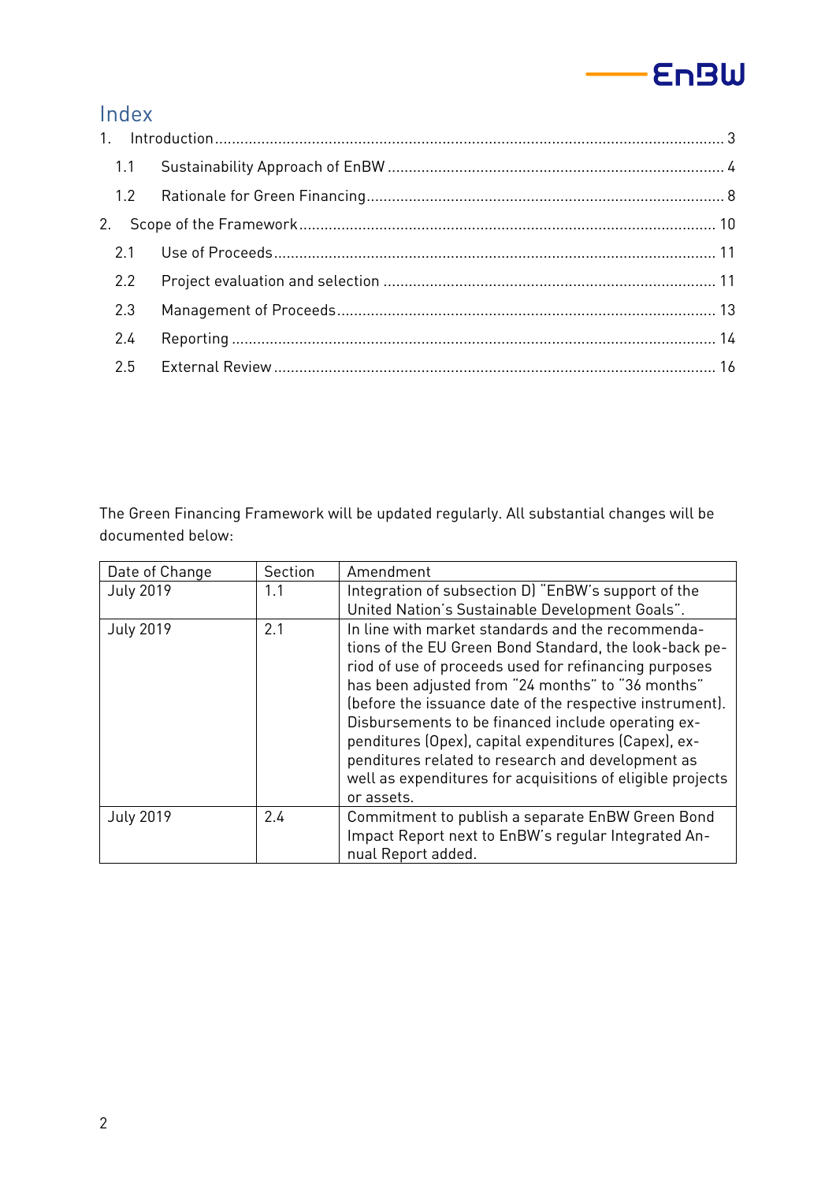## Index

1. Introduction ........................................................................................................................ 3
   1.1 Sustainability Approach of EnBW ................................................................................ 4
   1.2 Rationale for Green Financing ..................................................................................... 8
2. Scope of the Framework ................................................................................................... 10
   2.1 Use of Proceeds ........................................................................................................... 11
   2.2 Project evaluation and selection ................................................................................ 11
   2.3 Management of Proceeds ............................................................................................ 13
   2.4 Reporting ..................................................................................................................... 14
   2.5 External Review ........................................................................................................... 16

The Green Financing Framework will be updated regularly. All substantial changes will be documented below:

| Date of Change | Section | Amendment |
|---|---|---|
| July 2019 | 1.1 | Integration of subsection D) "EnBW's support of the United Nation's Sustainable Development Goals". |
| July 2019 | 2.1 | In line with market standards and the recommendations of the EU Green Bond Standard, the look-back period of use of proceeds used for refinancing purposes has been adjusted from "24 months" to "36 months" (before the issuance date of the respective instrument). Disbursements to be financed include operating expenditures (Opex), capital expenditures (Capex), expenditures related to research and development as well as expenditures for acquisitions of eligible projects or assets. |
| July 2019 | 2.4 | Commitment to publish a separate EnBW Green Bond Impact Report next to EnBW's regular Integrated Annual Report added. |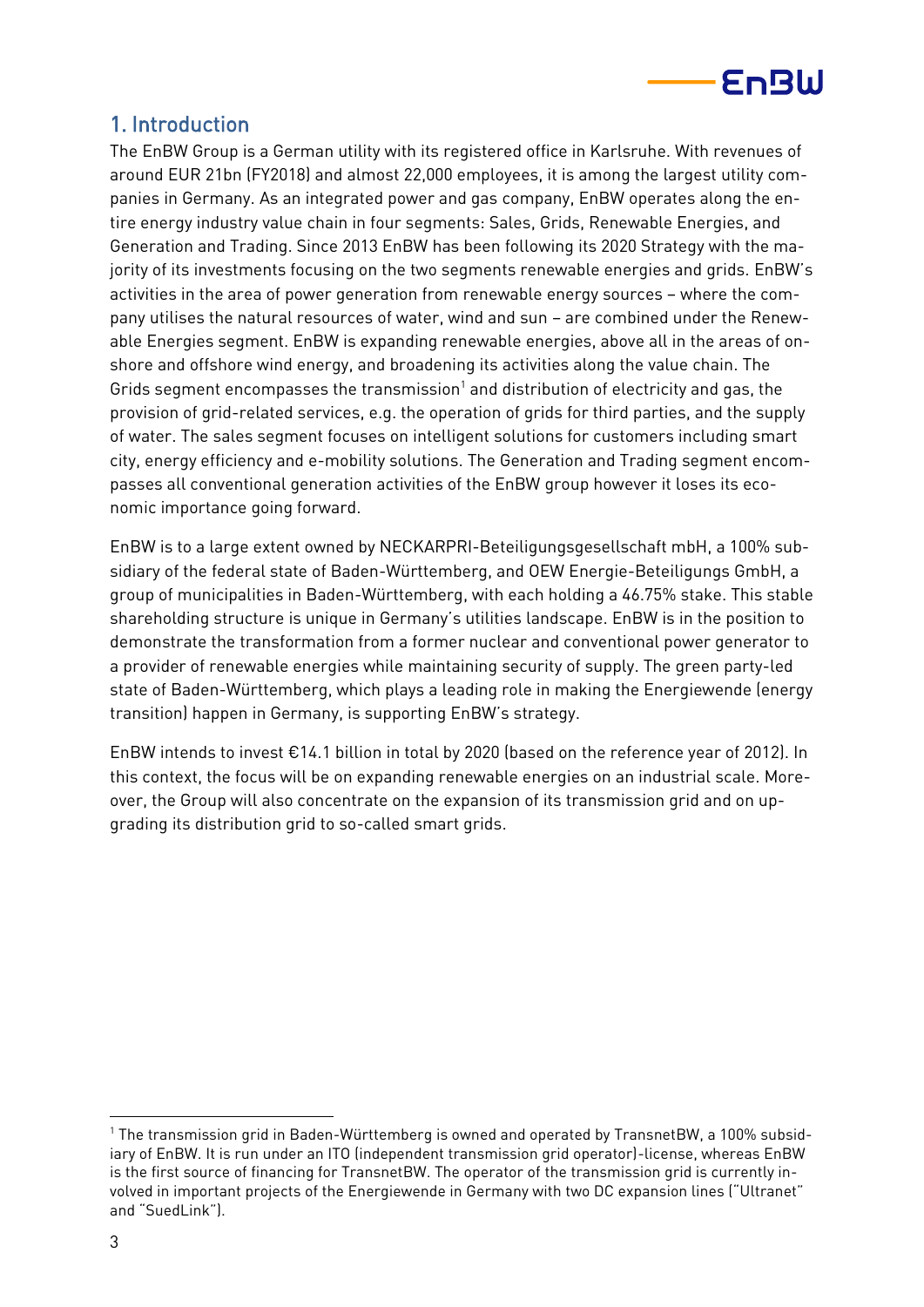## 1. Introduction

The EnBW Group is a German utility with its registered office in Karlsruhe. With revenues of around EUR 21bn (FY2018) and almost 22,000 employees, it is among the largest utility companies in Germany. As an integrated power and gas company, EnBW operates along the entire energy industry value chain in four segments: Sales, Grids, Renewable Energies, and Generation and Trading. Since 2013 EnBW has been following its 2020 Strategy with the majority of its investments focusing on the two segments renewable energies and grids. EnBW's activities in the area of power generation from renewable energy sources – where the company utilises the natural resources of water, wind and sun – are combined under the Renewable Energies segment. EnBW is expanding renewable energies, above all in the areas of onshore and offshore wind energy, and broadening its activities along the value chain. The Grids segment encompasses the transmission[1] and distribution of electricity and gas, the provision of grid-related services, e.g. the operation of grids for third parties, and the supply of water. The sales segment focuses on intelligent solutions for customers including smart city, energy efficiency and e-mobility solutions. The Generation and Trading segment encompasses all conventional generation activities of the EnBW group however it loses its economic importance going forward.

EnBW is to a large extent owned by NECKARPRI-Beteiligungsgesellschaft mbH, a 100% subsidiary of the federal state of Baden-Württemberg, and OEW Energie-Beteiligungs GmbH, a group of municipalities in Baden-Württemberg, with each holding a 46.75% stake. This stable shareholding structure is unique in Germany's utilities landscape. EnBW is in the position to demonstrate the transformation from a former nuclear and conventional power generator to a provider of renewable energies while maintaining security of supply. The green party-led state of Baden-Württemberg, which plays a leading role in making the Energiewende (energy transition) happen in Germany, is supporting EnBW's strategy.

EnBW intends to invest €14.1 billion in total by 2020 (based on the reference year of 2012). In this context, the focus will be on expanding renewable energies on an industrial scale. Moreover, the Group will also concentrate on the expansion of its transmission grid and on upgrading its distribution grid to so-called smart grids.

---

[1] The transmission grid in Baden-Württemberg is owned and operated by TransnetBW, a 100% subsidiary of EnBW. It is run under an ITO (independent transmission grid operator)-license, whereas EnBW is the first source of financing for TransnetBW. The operator of the transmission grid is currently involved in important projects of the Energiewende in Germany with two DC expansion lines ("Ultranet" and "SuedLink").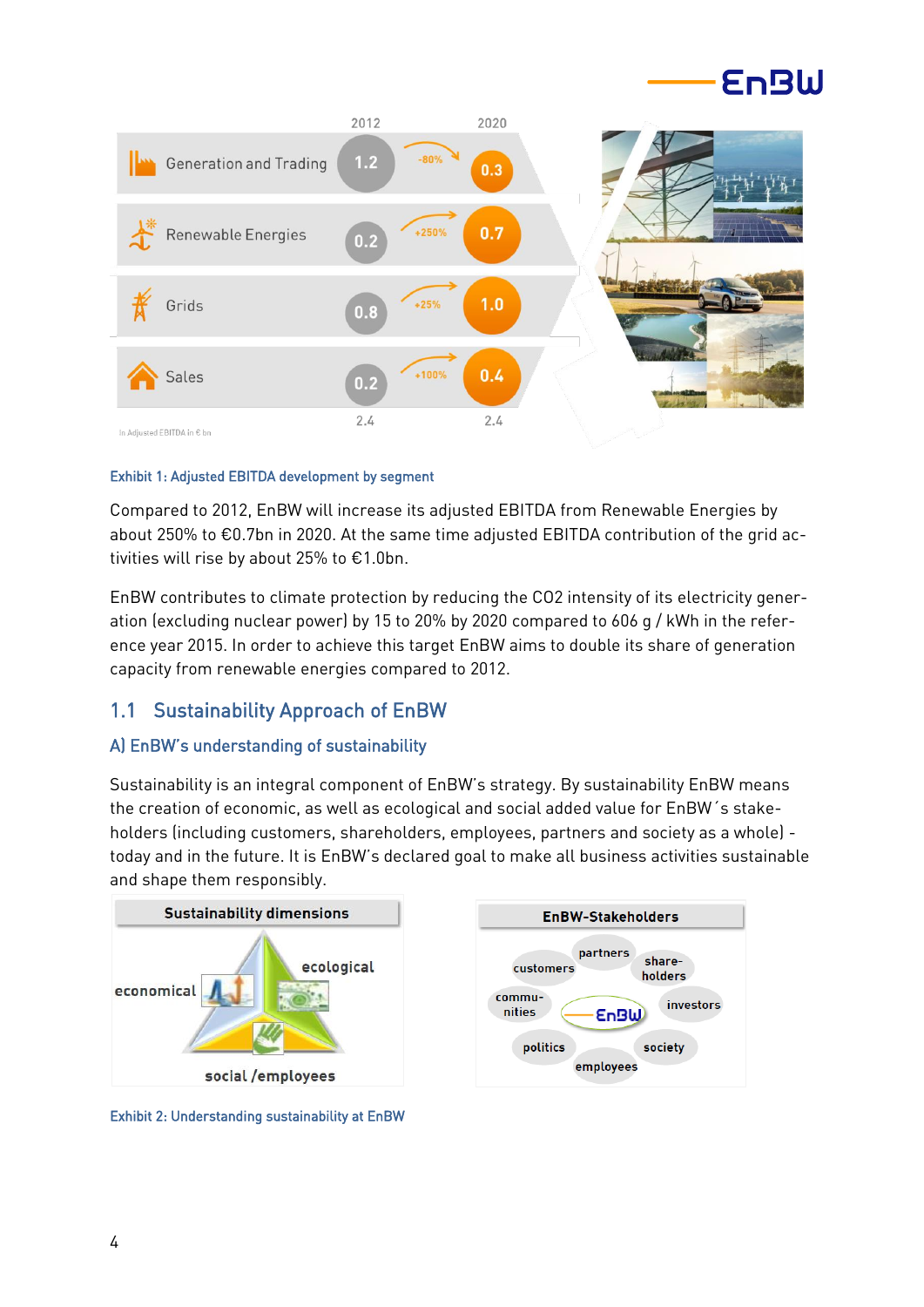| | 2012 | | 2020 |
|---|---|---|---|
| Generation and Trading | 1.2 | -80% | 0.3 |
| Renewable Energies | 0.2 | +250% | 0.7 |
| Grids | 0.8 | +25% | 1.0 |
| Sales | 0.2 | +100% | 0.4 |
| | 2.4 | | 2.4 |

In Adjusted EBITDA in € bn

Exhibit 1: Adjusted EBITDA development by segment

Compared to 2012, EnBW will increase its adjusted EBITDA from Renewable Energies by about 250% to €0.7bn in 2020. At the same time adjusted EBITDA contribution of the grid activities will rise by about 25% to €1.0bn.

EnBW contributes to climate protection by reducing the CO2 intensity of its electricity generation (excluding nuclear power) by 15 to 20% by 2020 compared to 606 g / kWh in the reference year 2015. In order to achieve this target EnBW aims to double its share of generation capacity from renewable energies compared to 2012.

## 1.1 Sustainability Approach of EnBW

### A) EnBW's understanding of sustainability

Sustainability is an integral component of EnBW's strategy. By sustainability EnBW means the creation of economic, as well as ecological and social added value for EnBW´s stakeholders (including customers, shareholders, employees, partners and society as a whole) - today and in the future. It is EnBW's declared goal to make all business activities sustainable and shape them responsibly.

**Sustainability dimensions**

economical, ecological, social /employees

**EnBW-Stakeholders**

partners, customers, share-holders, commu-nities, EnBW, investors, politics, society, employees

Exhibit 2: Understanding sustainability at EnBW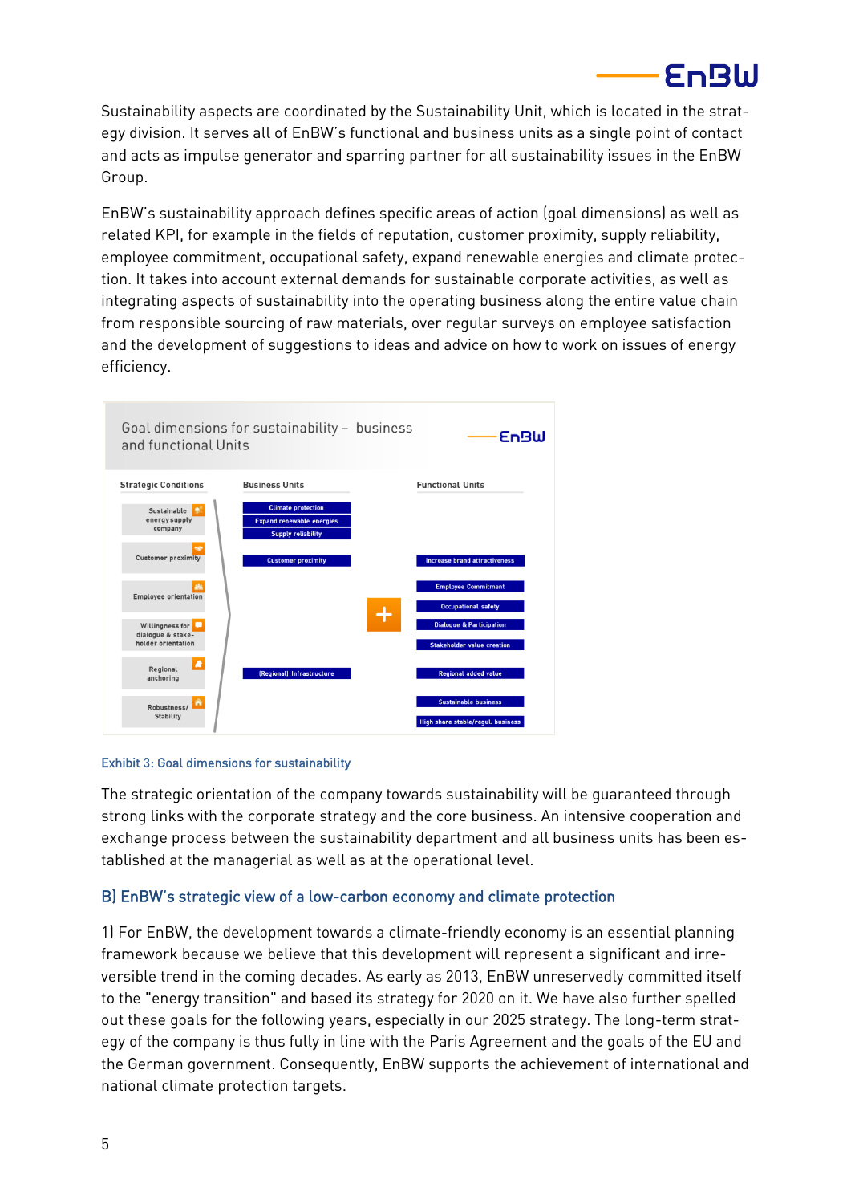Sustainability aspects are coordinated by the Sustainability Unit, which is located in the strategy division. It serves all of EnBW's functional and business units as a single point of contact and acts as impulse generator and sparring partner for all sustainability issues in the EnBW Group.

EnBW's sustainability approach defines specific areas of action (goal dimensions) as well as related KPI, for example in the fields of reputation, customer proximity, supply reliability, employee commitment, occupational safety, expand renewable energies and climate protection. It takes into account external demands for sustainable corporate activities, as well as integrating aspects of sustainability into the operating business along the entire value chain from responsible sourcing of raw materials, over regular surveys on employee satisfaction and the development of suggestions to ideas and advice on how to work on issues of energy efficiency.

**Goal dimensions for sustainability – business and functional Units**

| Strategic Conditions | Business Units | Functional Units |
|---|---|---|
| Sustainable energy supply company | Climate protection; Expand renewable energies; Supply reliability | |
| Customer proximity | Customer proximity | Increase brand attractiveness |
| Employee orientation | | Employee Commitment; Occupational safety |
| Willingness for dialogue & stakeholder orientation | | Dialogue & Participation; Stakeholder value creation |
| Regional anchoring | (Regional) Infrastructure | Regional added value |
| Robustness/ Stability | | Sustainable business; High share stable/regul. business |

Exhibit 3: Goal dimensions for sustainability

The strategic orientation of the company towards sustainability will be guaranteed through strong links with the corporate strategy and the core business. An intensive cooperation and exchange process between the sustainability department and all business units has been established at the managerial as well as at the operational level.

## B) EnBW's strategic view of a low-carbon economy and climate protection

1) For EnBW, the development towards a climate-friendly economy is an essential planning framework because we believe that this development will represent a significant and irreversible trend in the coming decades. As early as 2013, EnBW unreservedly committed itself to the "energy transition" and based its strategy for 2020 on it. We have also further spelled out these goals for the following years, especially in our 2025 strategy. The long-term strategy of the company is thus fully in line with the Paris Agreement and the goals of the EU and the German government. Consequently, EnBW supports the achievement of international and national climate protection targets.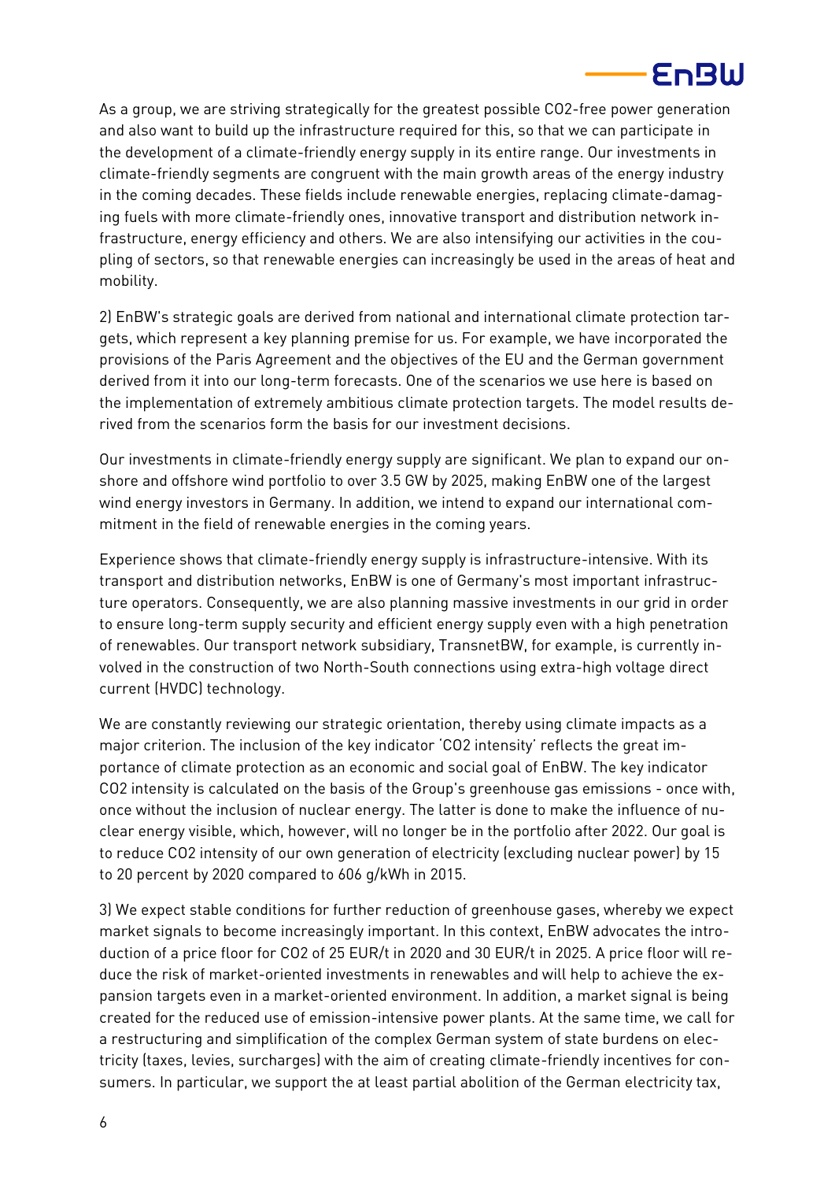As a group, we are striving strategically for the greatest possible $CO_2$-free power generation and also want to build up the infrastructure required for this, so that we can participate in the development of a climate-friendly energy supply in its entire range. Our investments in climate-friendly segments are congruent with the main growth areas of the energy industry in the coming decades. These fields include renewable energies, replacing climate-damaging fuels with more climate-friendly ones, innovative transport and distribution network infrastructure, energy efficiency and others. We are also intensifying our activities in the coupling of sectors, so that renewable energies can increasingly be used in the areas of heat and mobility.

2) EnBW's strategic goals are derived from national and international climate protection targets, which represent a key planning premise for us. For example, we have incorporated the provisions of the Paris Agreement and the objectives of the EU and the German government derived from it into our long-term forecasts. One of the scenarios we use here is based on the implementation of extremely ambitious climate protection targets. The model results derived from the scenarios form the basis for our investment decisions.

Our investments in climate-friendly energy supply are significant. We plan to expand our onshore and offshore wind portfolio to over 3.5 GW by 2025, making EnBW one of the largest wind energy investors in Germany. In addition, we intend to expand our international commitment in the field of renewable energies in the coming years.

Experience shows that climate-friendly energy supply is infrastructure-intensive. With its transport and distribution networks, EnBW is one of Germany's most important infrastructure operators. Consequently, we are also planning massive investments in our grid in order to ensure long-term supply security and efficient energy supply even with a high penetration of renewables. Our transport network subsidiary, TransnetBW, for example, is currently involved in the construction of two North-South connections using extra-high voltage direct current (HVDC) technology.

We are constantly reviewing our strategic orientation, thereby using climate impacts as a major criterion. The inclusion of the key indicator '$CO_2$ intensity' reflects the great importance of climate protection as an economic and social goal of EnBW. The key indicator $CO_2$ intensity is calculated on the basis of the Group's greenhouse gas emissions - once with, once without the inclusion of nuclear energy. The latter is done to make the influence of nuclear energy visible, which, however, will no longer be in the portfolio after 2022. Our goal is to reduce $CO_2$ intensity of our own generation of electricity (excluding nuclear power) by 15 to 20 percent by 2020 compared to 606 g/kWh in 2015.

3) We expect stable conditions for further reduction of greenhouse gases, whereby we expect market signals to become increasingly important. In this context, EnBW advocates the introduction of a price floor for $CO_2$ of 25 EUR/t in 2020 and 30 EUR/t in 2025. A price floor will reduce the risk of market-oriented investments in renewables and will help to achieve the expansion targets even in a market-oriented environment. In addition, a market signal is being created for the reduced use of emission-intensive power plants. At the same time, we call for a restructuring and simplification of the complex German system of state burdens on electricity (taxes, levies, surcharges) with the aim of creating climate-friendly incentives for consumers. In particular, we support the at least partial abolition of the German electricity tax,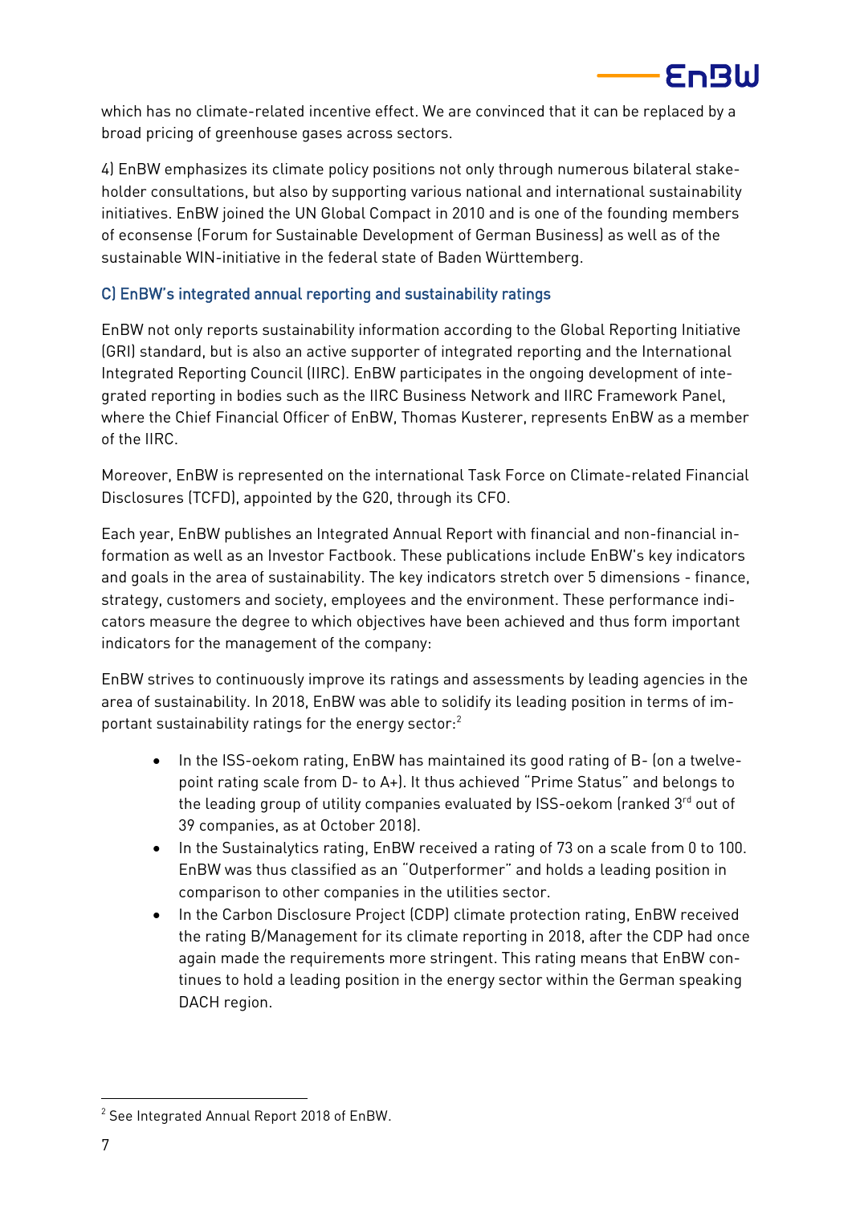which has no climate-related incentive effect. We are convinced that it can be replaced by a broad pricing of greenhouse gases across sectors.

4) EnBW emphasizes its climate policy positions not only through numerous bilateral stakeholder consultations, but also by supporting various national and international sustainability initiatives. EnBW joined the UN Global Compact in 2010 and is one of the founding members of econsense (Forum for Sustainable Development of German Business) as well as of the sustainable WIN-initiative in the federal state of Baden Württemberg.

### C) EnBW's integrated annual reporting and sustainability ratings

EnBW not only reports sustainability information according to the Global Reporting Initiative (GRI) standard, but is also an active supporter of integrated reporting and the International Integrated Reporting Council (IIRC). EnBW participates in the ongoing development of integrated reporting in bodies such as the IIRC Business Network and IIRC Framework Panel, where the Chief Financial Officer of EnBW, Thomas Kusterer, represents EnBW as a member of the IIRC.

Moreover, EnBW is represented on the international Task Force on Climate-related Financial Disclosures (TCFD), appointed by the G20, through its CFO.

Each year, EnBW publishes an Integrated Annual Report with financial and non-financial information as well as an Investor Factbook. These publications include EnBW's key indicators and goals in the area of sustainability. The key indicators stretch over 5 dimensions - finance, strategy, customers and society, employees and the environment. These performance indicators measure the degree to which objectives have been achieved and thus form important indicators for the management of the company:

EnBW strives to continuously improve its ratings and assessments by leading agencies in the area of sustainability. In 2018, EnBW was able to solidify its leading position in terms of important sustainability ratings for the energy sector:[2]

- In the ISS-oekom rating, EnBW has maintained its good rating of B- (on a twelve-point rating scale from D- to A+). It thus achieved "Prime Status" and belongs to the leading group of utility companies evaluated by ISS-oekom (ranked 3rd out of 39 companies, as at October 2018).
- In the Sustainalytics rating, EnBW received a rating of 73 on a scale from 0 to 100. EnBW was thus classified as an "Outperformer" and holds a leading position in comparison to other companies in the utilities sector.
- In the Carbon Disclosure Project (CDP) climate protection rating, EnBW received the rating B/Management for its climate reporting in 2018, after the CDP had once again made the requirements more stringent. This rating means that EnBW continues to hold a leading position in the energy sector within the German speaking DACH region.

---

[2] See Integrated Annual Report 2018 of EnBW.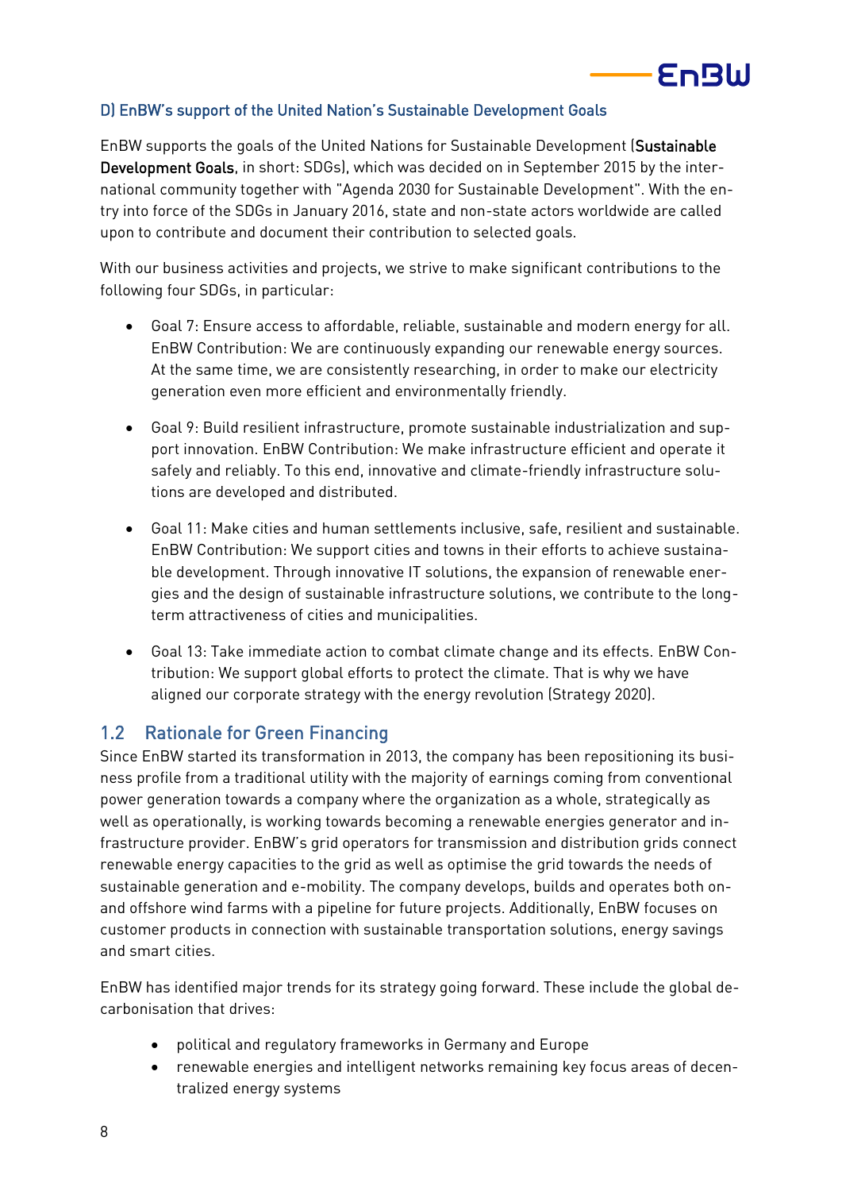### D) EnBW's support of the United Nation's Sustainable Development Goals

EnBW supports the goals of the United Nations for Sustainable Development (**Sustainable Development Goals**, in short: SDGs), which was decided on in September 2015 by the international community together with "Agenda 2030 for Sustainable Development". With the entry into force of the SDGs in January 2016, state and non-state actors worldwide are called upon to contribute and document their contribution to selected goals.

With our business activities and projects, we strive to make significant contributions to the following four SDGs, in particular:

- Goal 7: Ensure access to affordable, reliable, sustainable and modern energy for all. EnBW Contribution: We are continuously expanding our renewable energy sources. At the same time, we are consistently researching, in order to make our electricity generation even more efficient and environmentally friendly.
- Goal 9: Build resilient infrastructure, promote sustainable industrialization and support innovation. EnBW Contribution: We make infrastructure efficient and operate it safely and reliably. To this end, innovative and climate-friendly infrastructure solutions are developed and distributed.
- Goal 11: Make cities and human settlements inclusive, safe, resilient and sustainable. EnBW Contribution: We support cities and towns in their efforts to achieve sustainable development. Through innovative IT solutions, the expansion of renewable energies and the design of sustainable infrastructure solutions, we contribute to the long-term attractiveness of cities and municipalities.
- Goal 13: Take immediate action to combat climate change and its effects. EnBW Contribution: We support global efforts to protect the climate. That is why we have aligned our corporate strategy with the energy revolution (Strategy 2020).

## 1.2 Rationale for Green Financing

Since EnBW started its transformation in 2013, the company has been repositioning its business profile from a traditional utility with the majority of earnings coming from conventional power generation towards a company where the organization as a whole, strategically as well as operationally, is working towards becoming a renewable energies generator and infrastructure provider. EnBW's grid operators for transmission and distribution grids connect renewable energy capacities to the grid as well as optimise the grid towards the needs of sustainable generation and e-mobility. The company develops, builds and operates both on- and offshore wind farms with a pipeline for future projects. Additionally, EnBW focuses on customer products in connection with sustainable transportation solutions, energy savings and smart cities.

EnBW has identified major trends for its strategy going forward. These include the global decarbonisation that drives:

- political and regulatory frameworks in Germany and Europe
- renewable energies and intelligent networks remaining key focus areas of decentralized energy systems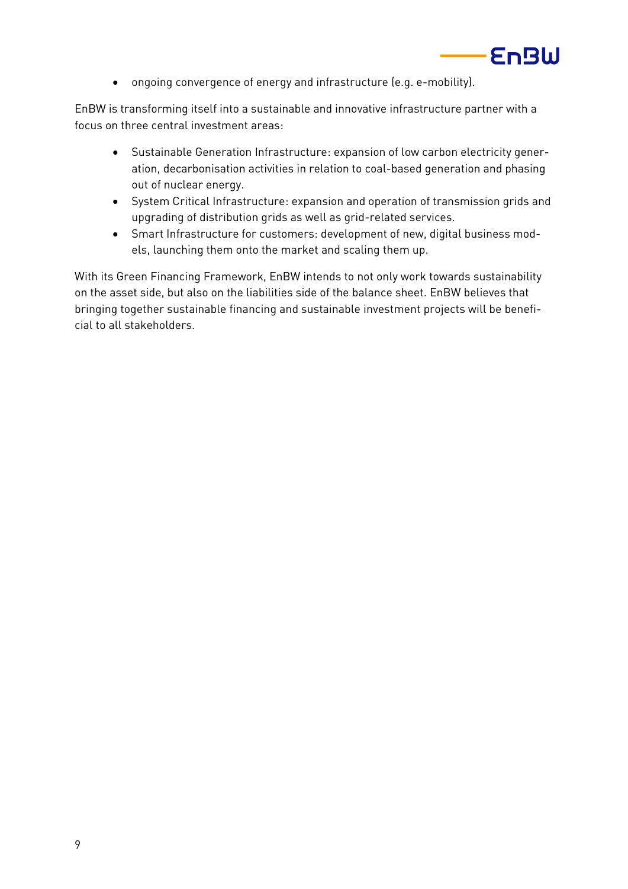- ongoing convergence of energy and infrastructure (e.g. e-mobility).

EnBW is transforming itself into a sustainable and innovative infrastructure partner with a focus on three central investment areas:

- Sustainable Generation Infrastructure: expansion of low carbon electricity generation, decarbonisation activities in relation to coal-based generation and phasing out of nuclear energy.
- System Critical Infrastructure: expansion and operation of transmission grids and upgrading of distribution grids as well as grid-related services.
- Smart Infrastructure for customers: development of new, digital business models, launching them onto the market and scaling them up.

With its Green Financing Framework, EnBW intends to not only work towards sustainability on the asset side, but also on the liabilities side of the balance sheet. EnBW believes that bringing together sustainable financing and sustainable investment projects will be beneficial to all stakeholders.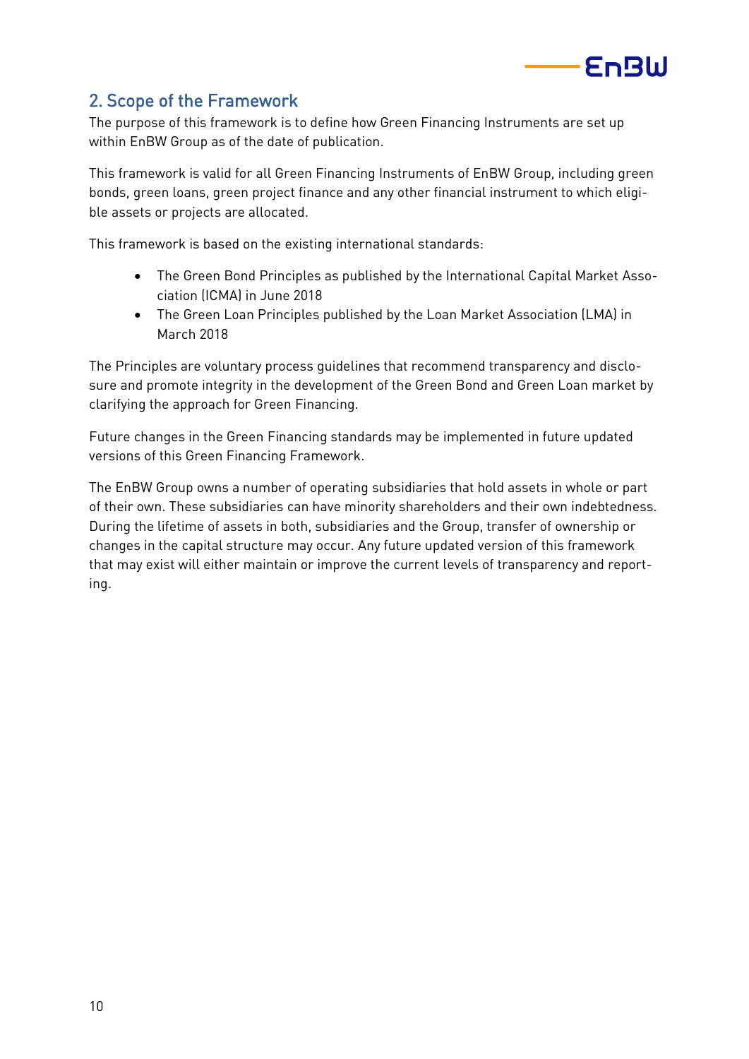## 2. Scope of the Framework

The purpose of this framework is to define how Green Financing Instruments are set up within EnBW Group as of the date of publication.

This framework is valid for all Green Financing Instruments of EnBW Group, including green bonds, green loans, green project finance and any other financial instrument to which eligible assets or projects are allocated.

This framework is based on the existing international standards:

- The Green Bond Principles as published by the International Capital Market Association (ICMA) in June 2018
- The Green Loan Principles published by the Loan Market Association (LMA) in March 2018

The Principles are voluntary process guidelines that recommend transparency and disclosure and promote integrity in the development of the Green Bond and Green Loan market by clarifying the approach for Green Financing.

Future changes in the Green Financing standards may be implemented in future updated versions of this Green Financing Framework.

The EnBW Group owns a number of operating subsidiaries that hold assets in whole or part of their own. These subsidiaries can have minority shareholders and their own indebtedness. During the lifetime of assets in both, subsidiaries and the Group, transfer of ownership or changes in the capital structure may occur. Any future updated version of this framework that may exist will either maintain or improve the current levels of transparency and reporting.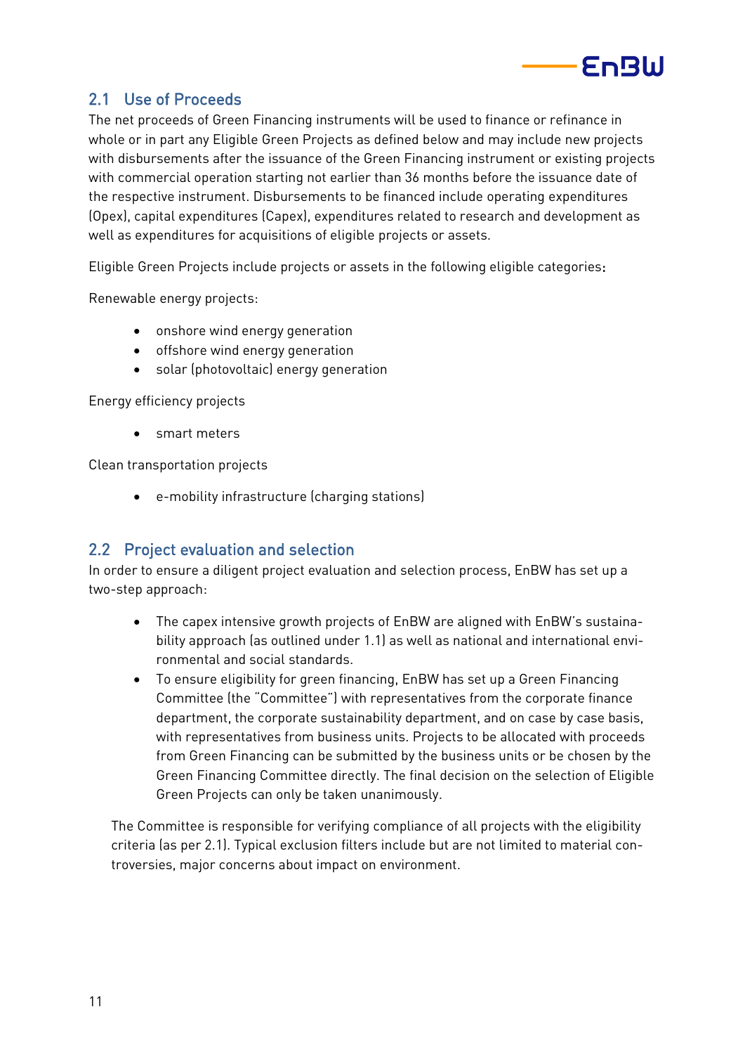## 2.1 Use of Proceeds

The net proceeds of Green Financing instruments will be used to finance or refinance in whole or in part any Eligible Green Projects as defined below and may include new projects with disbursements after the issuance of the Green Financing instrument or existing projects with commercial operation starting not earlier than 36 months before the issuance date of the respective instrument. Disbursements to be financed include operating expenditures (Opex), capital expenditures (Capex), expenditures related to research and development as well as expenditures for acquisitions of eligible projects or assets.

Eligible Green Projects include projects or assets in the following eligible categories:

Renewable energy projects:

- onshore wind energy generation
- offshore wind energy generation
- solar (photovoltaic) energy generation

Energy efficiency projects

- smart meters

Clean transportation projects

- e-mobility infrastructure (charging stations)

## 2.2 Project evaluation and selection

In order to ensure a diligent project evaluation and selection process, EnBW has set up a two-step approach:

- The capex intensive growth projects of EnBW are aligned with EnBW's sustainability approach (as outlined under 1.1) as well as national and international environmental and social standards.
- To ensure eligibility for green financing, EnBW has set up a Green Financing Committee (the "Committee") with representatives from the corporate finance department, the corporate sustainability department, and on case by case basis, with representatives from business units. Projects to be allocated with proceeds from Green Financing can be submitted by the business units or be chosen by the Green Financing Committee directly. The final decision on the selection of Eligible Green Projects can only be taken unanimously.

The Committee is responsible for verifying compliance of all projects with the eligibility criteria (as per 2.1). Typical exclusion filters include but are not limited to material controversies, major concerns about impact on environment.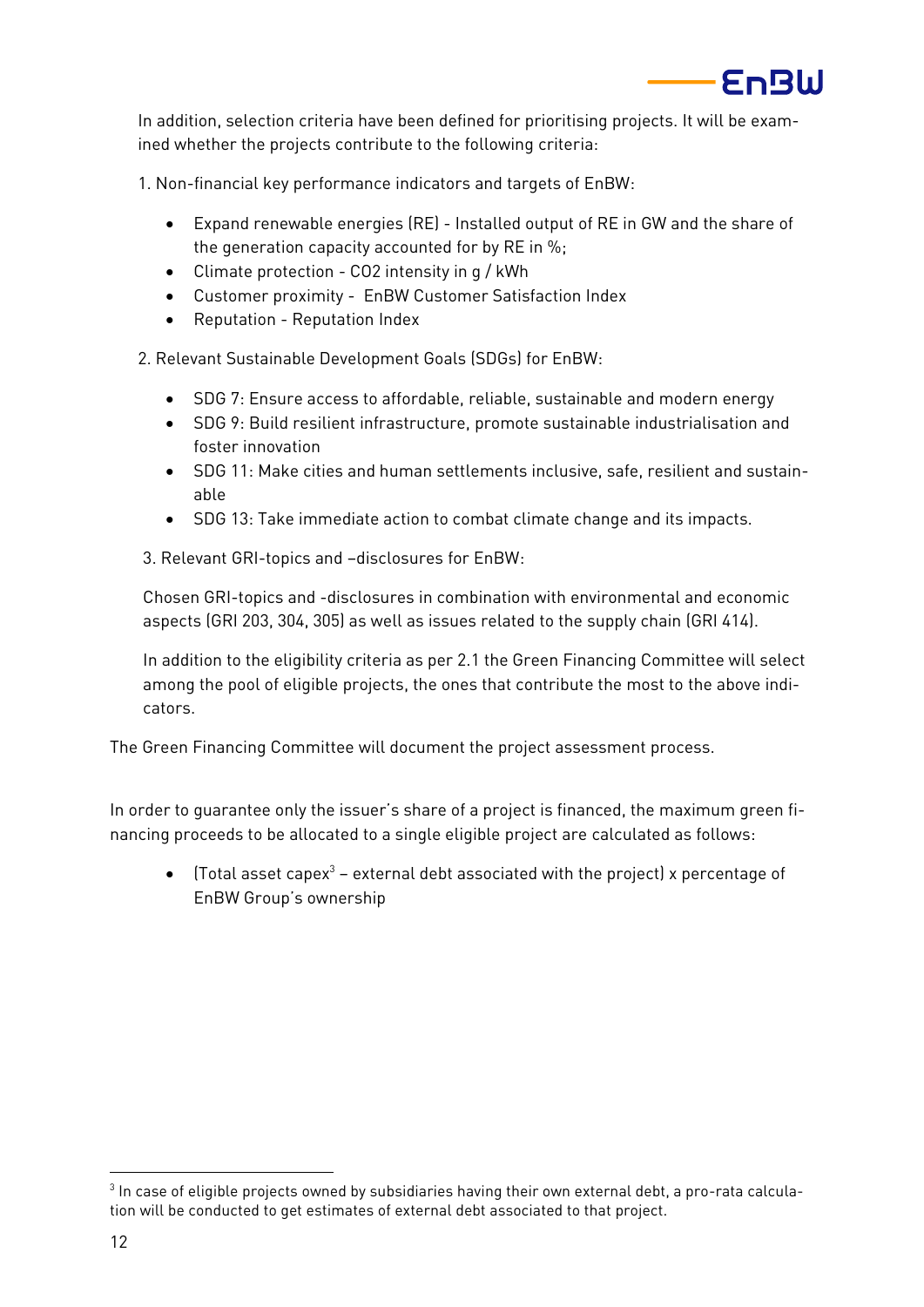In addition, selection criteria have been defined for prioritising projects. It will be examined whether the projects contribute to the following criteria:

1. Non-financial key performance indicators and targets of EnBW:

   - Expand renewable energies (RE) - Installed output of RE in GW and the share of the generation capacity accounted for by RE in %;
   - Climate protection - $CO_2$ intensity in g / kWh
   - Customer proximity - EnBW Customer Satisfaction Index
   - Reputation - Reputation Index

2. Relevant Sustainable Development Goals (SDGs) for EnBW:

   - SDG 7: Ensure access to affordable, reliable, sustainable and modern energy
   - SDG 9: Build resilient infrastructure, promote sustainable industrialisation and foster innovation
   - SDG 11: Make cities and human settlements inclusive, safe, resilient and sustainable
   - SDG 13: Take immediate action to combat climate change and its impacts.

3. Relevant GRI-topics and –disclosures for EnBW:

   Chosen GRI-topics and -disclosures in combination with environmental and economic aspects (GRI 203, 304, 305) as well as issues related to the supply chain (GRI 414).

   In addition to the eligibility criteria as per 2.1 the Green Financing Committee will select among the pool of eligible projects, the ones that contribute the most to the above indicators.

The Green Financing Committee will document the project assessment process.

In order to guarantee only the issuer's share of a project is financed, the maximum green financing proceeds to be allocated to a single eligible project are calculated as follows:

- (Total asset capex[3] – external debt associated with the project) x percentage of EnBW Group's ownership

[3] In case of eligible projects owned by subsidiaries having their own external debt, a pro-rata calculation will be conducted to get estimates of external debt associated to that project.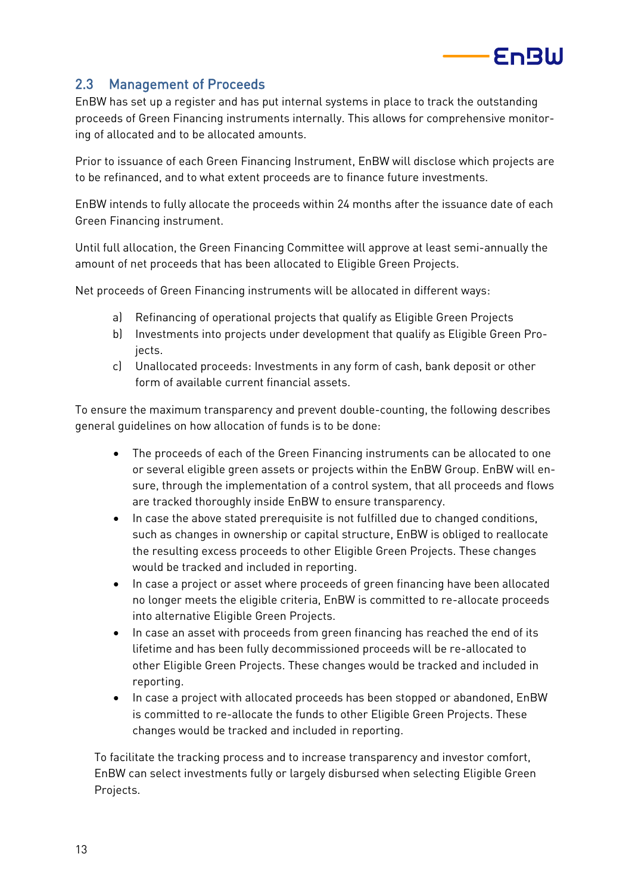## 2.3 Management of Proceeds

EnBW has set up a register and has put internal systems in place to track the outstanding proceeds of Green Financing instruments internally. This allows for comprehensive monitoring of allocated and to be allocated amounts.

Prior to issuance of each Green Financing Instrument, EnBW will disclose which projects are to be refinanced, and to what extent proceeds are to finance future investments.

EnBW intends to fully allocate the proceeds within 24 months after the issuance date of each Green Financing instrument.

Until full allocation, the Green Financing Committee will approve at least semi-annually the amount of net proceeds that has been allocated to Eligible Green Projects.

Net proceeds of Green Financing instruments will be allocated in different ways:

a) Refinancing of operational projects that qualify as Eligible Green Projects
b) Investments into projects under development that qualify as Eligible Green Projects.
c) Unallocated proceeds: Investments in any form of cash, bank deposit or other form of available current financial assets.

To ensure the maximum transparency and prevent double-counting, the following describes general guidelines on how allocation of funds is to be done:

- The proceeds of each of the Green Financing instruments can be allocated to one or several eligible green assets or projects within the EnBW Group. EnBW will ensure, through the implementation of a control system, that all proceeds and flows are tracked thoroughly inside EnBW to ensure transparency.
- In case the above stated prerequisite is not fulfilled due to changed conditions, such as changes in ownership or capital structure, EnBW is obliged to reallocate the resulting excess proceeds to other Eligible Green Projects. These changes would be tracked and included in reporting.
- In case a project or asset where proceeds of green financing have been allocated no longer meets the eligible criteria, EnBW is committed to re-allocate proceeds into alternative Eligible Green Projects.
- In case an asset with proceeds from green financing has reached the end of its lifetime and has been fully decommissioned proceeds will be re-allocated to other Eligible Green Projects. These changes would be tracked and included in reporting.
- In case a project with allocated proceeds has been stopped or abandoned, EnBW is committed to re-allocate the funds to other Eligible Green Projects. These changes would be tracked and included in reporting.

To facilitate the tracking process and to increase transparency and investor comfort, EnBW can select investments fully or largely disbursed when selecting Eligible Green Projects.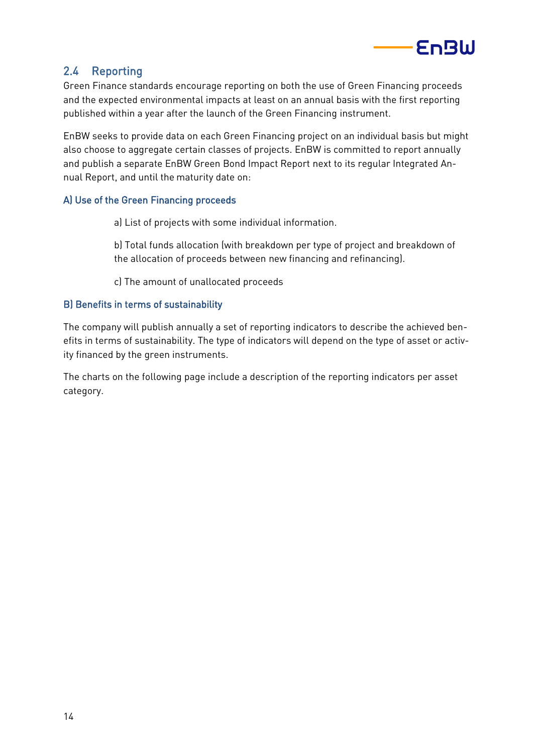## 2.4 Reporting

Green Finance standards encourage reporting on both the use of Green Financing proceeds and the expected environmental impacts at least on an annual basis with the first reporting published within a year after the launch of the Green Financing instrument.

EnBW seeks to provide data on each Green Financing project on an individual basis but might also choose to aggregate certain classes of projects. EnBW is committed to report annually and publish a separate EnBW Green Bond Impact Report next to its regular Integrated Annual Report, and until the maturity date on:

### A) Use of the Green Financing proceeds

a) List of projects with some individual information.

b) Total funds allocation (with breakdown per type of project and breakdown of the allocation of proceeds between new financing and refinancing).

c) The amount of unallocated proceeds

### B) Benefits in terms of sustainability

The company will publish annually a set of reporting indicators to describe the achieved benefits in terms of sustainability. The type of indicators will depend on the type of asset or activity financed by the green instruments.

The charts on the following page include a description of the reporting indicators per asset category.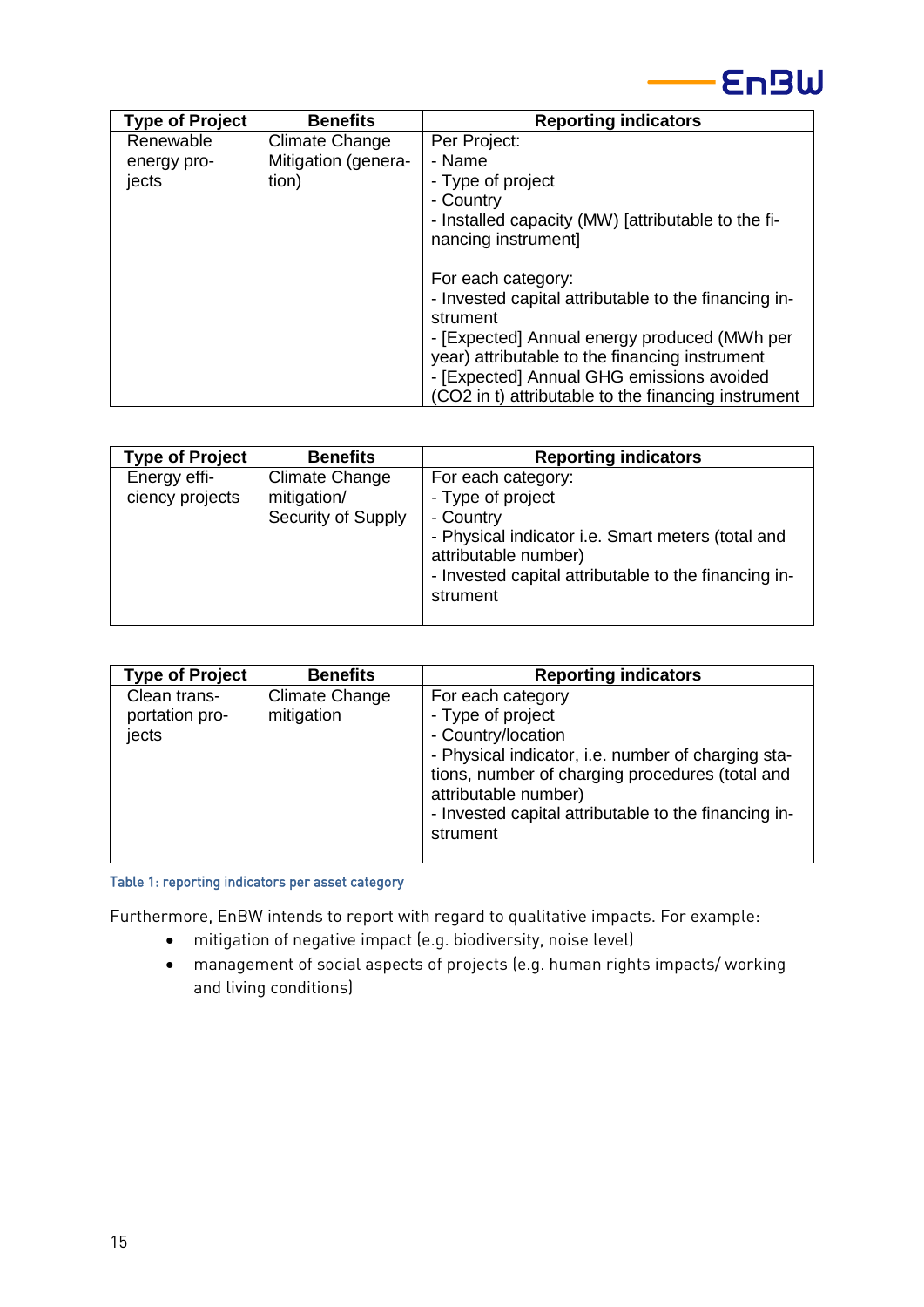| Type of Project | Benefits | Reporting indicators |
|---|---|---|
| Renewable energy projects | Climate Change Mitigation (generation) | Per Project:<br>- Name<br>- Type of project<br>- Country<br>- Installed capacity (MW) [attributable to the financing instrument]<br><br>For each category:<br>- Invested capital attributable to the financing instrument<br>- [Expected] Annual energy produced (MWh per year) attributable to the financing instrument<br>- [Expected] Annual GHG emissions avoided ($CO_2$ in t) attributable to the financing instrument |

| Type of Project | Benefits | Reporting indicators |
|---|---|---|
| Energy efficiency projects | Climate Change mitigation/ Security of Supply | For each category:<br>- Type of project<br>- Country<br>- Physical indicator i.e. Smart meters (total and attributable number)<br>- Invested capital attributable to the financing instrument |

| Type of Project | Benefits | Reporting indicators |
|---|---|---|
| Clean transportation projects | Climate Change mitigation | For each category<br>- Type of project<br>- Country/location<br>- Physical indicator, i.e. number of charging stations, number of charging procedures (total and attributable number)<br>- Invested capital attributable to the financing instrument |

Table 1: reporting indicators per asset category

Furthermore, EnBW intends to report with regard to qualitative impacts. For example:

- mitigation of negative impact (e.g. biodiversity, noise level)
- management of social aspects of projects (e.g. human rights impacts/ working and living conditions)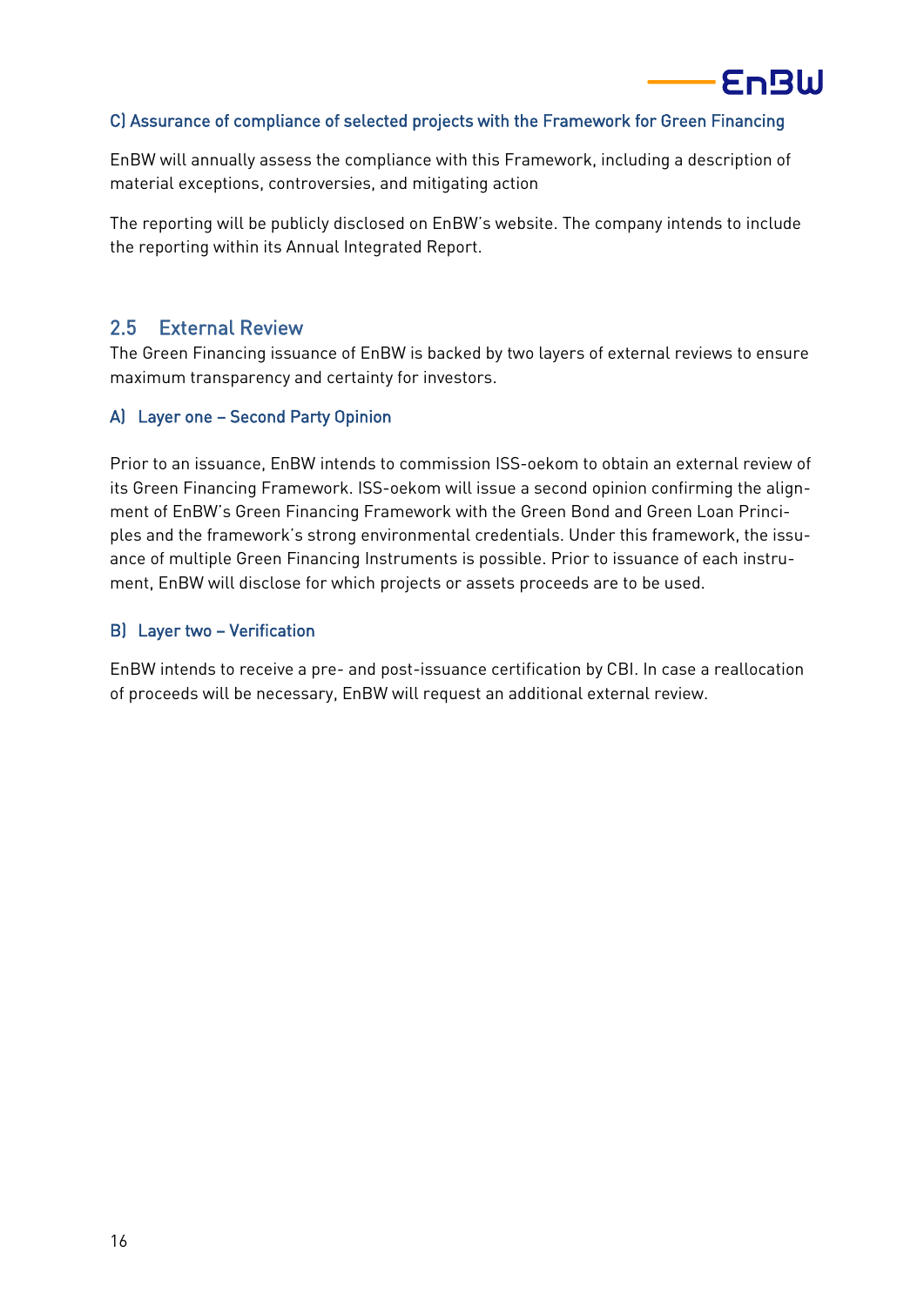### C) Assurance of compliance of selected projects with the Framework for Green Financing

EnBW will annually assess the compliance with this Framework, including a description of material exceptions, controversies, and mitigating action

The reporting will be publicly disclosed on EnBW's website. The company intends to include the reporting within its Annual Integrated Report.

## 2.5 External Review

The Green Financing issuance of EnBW is backed by two layers of external reviews to ensure maximum transparency and certainty for investors.

### A) Layer one – Second Party Opinion

Prior to an issuance, EnBW intends to commission ISS-oekom to obtain an external review of its Green Financing Framework. ISS-oekom will issue a second opinion confirming the alignment of EnBW's Green Financing Framework with the Green Bond and Green Loan Principles and the framework's strong environmental credentials. Under this framework, the issuance of multiple Green Financing Instruments is possible. Prior to issuance of each instrument, EnBW will disclose for which projects or assets proceeds are to be used.

### B) Layer two – Verification

EnBW intends to receive a pre- and post-issuance certification by CBI. In case a reallocation of proceeds will be necessary, EnBW will request an additional external review.